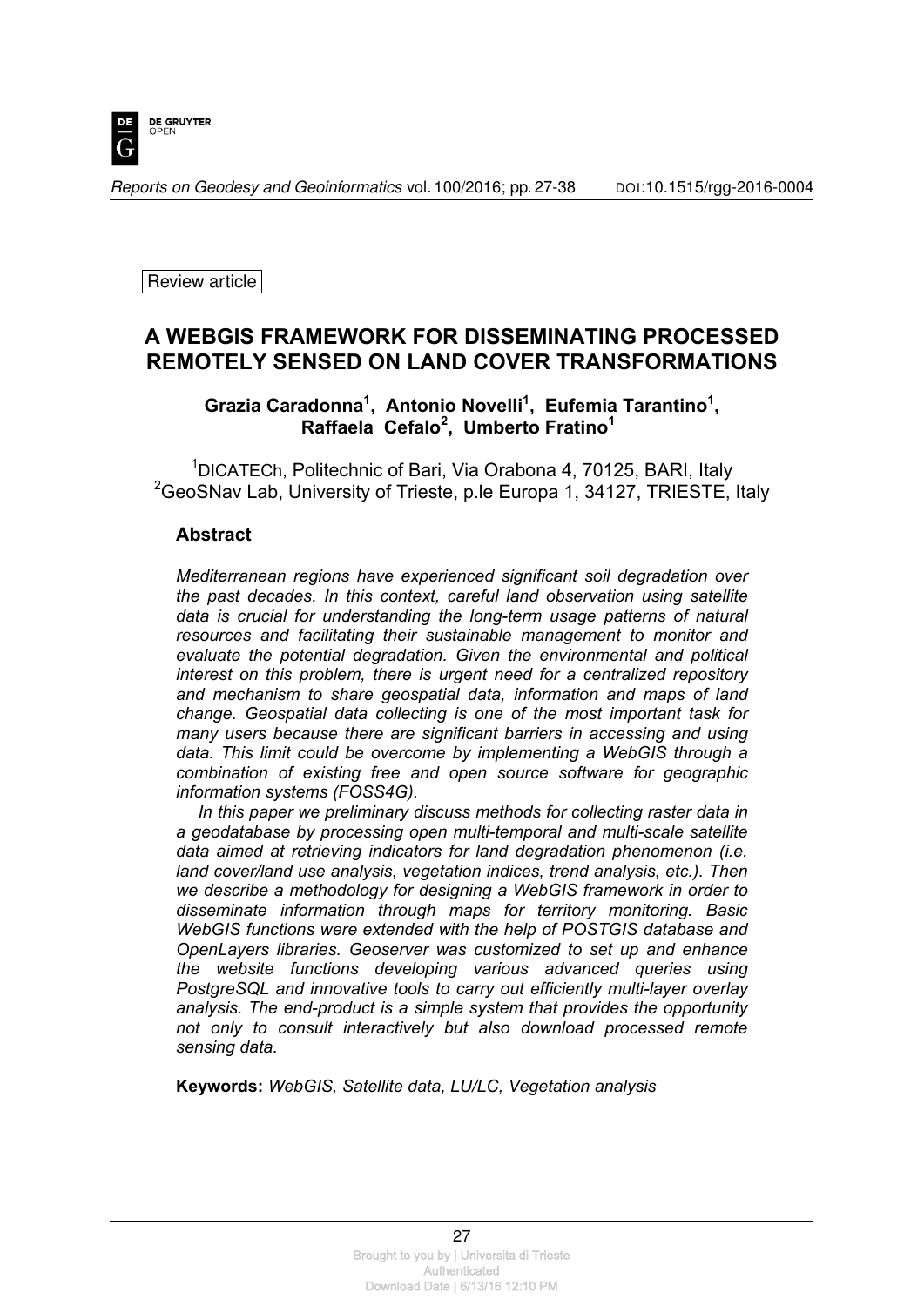Review article

# A WEBGIS FRAMEWORK FOR DISSEMINATING PROCESSED REMOTELY SENSED ON LAND COVER TRANSFORMATIONS

**Grazia Caradonna[1], Antonio Novelli[1], Eufemia Tarantino[1], Raffaela Cefalo[2], Umberto Fratino[1]**

[1]DICATECh, Politechnic of Bari, Via Orabona 4, 70125, BARI, Italy
[2]GeoSNav Lab, University of Trieste, p.le Europa 1, 34127, TRIESTE, Italy

## Abstract

*Mediterranean regions have experienced significant soil degradation over the past decades. In this context, careful land observation using satellite data is crucial for understanding the long-term usage patterns of natural resources and facilitating their sustainable management to monitor and evaluate the potential degradation. Given the environmental and political interest on this problem, there is urgent need for a centralized repository and mechanism to share geospatial data, information and maps of land change. Geospatial data collecting is one of the most important task for many users because there are significant barriers in accessing and using data. This limit could be overcome by implementing a WebGIS through a combination of existing free and open source software for geographic information systems (FOSS4G).*

*In this paper we preliminary discuss methods for collecting raster data in a geodatabase by processing open multi-temporal and multi-scale satellite data aimed at retrieving indicators for land degradation phenomenon (i.e. land cover/land use analysis, vegetation indices, trend analysis, etc.). Then we describe a methodology for designing a WebGIS framework in order to disseminate information through maps for territory monitoring. Basic WebGIS functions were extended with the help of POSTGIS database and OpenLayers libraries. Geoserver was customized to set up and enhance the website functions developing various advanced queries using PostgreSQL and innovative tools to carry out efficiently multi-layer overlay analysis. The end-product is a simple system that provides the opportunity not only to consult interactively but also download processed remote sensing data.*

**Keywords:** *WebGIS, Satellite data, LU/LC, Vegetation analysis*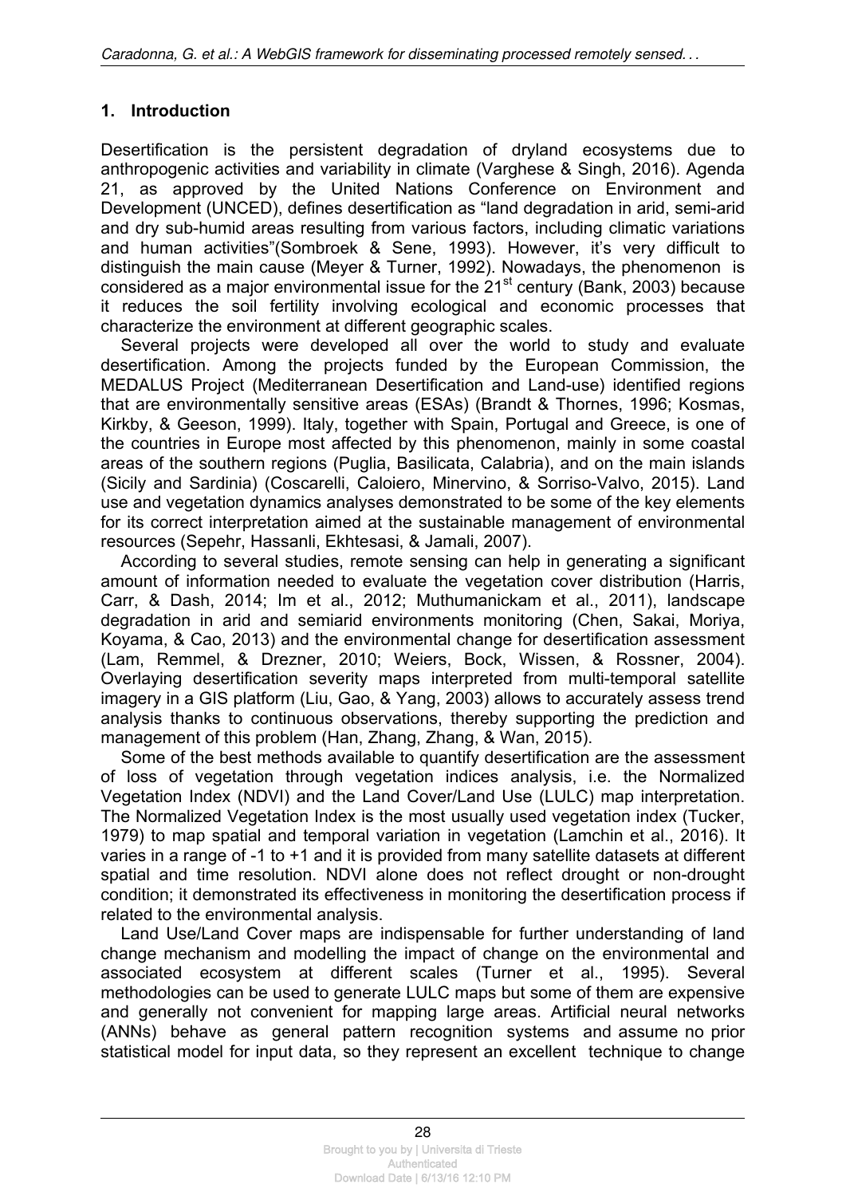## 1. Introduction

Desertification is the persistent degradation of dryland ecosystems due to anthropogenic activities and variability in climate (Varghese & Singh, 2016). Agenda 21, as approved by the United Nations Conference on Environment and Development (UNCED), defines desertification as "land degradation in arid, semi-arid and dry sub-humid areas resulting from various factors, including climatic variations and human activities"(Sombroek & Sene, 1993). However, it's very difficult to distinguish the main cause (Meyer & Turner, 1992). Nowadays, the phenomenon is considered as a major environmental issue for the 21st century (Bank, 2003) because it reduces the soil fertility involving ecological and economic processes that characterize the environment at different geographic scales.

Several projects were developed all over the world to study and evaluate desertification. Among the projects funded by the European Commission, the MEDALUS Project (Mediterranean Desertification and Land-use) identified regions that are environmentally sensitive areas (ESAs) (Brandt & Thornes, 1996; Kosmas, Kirkby, & Geeson, 1999). Italy, together with Spain, Portugal and Greece, is one of the countries in Europe most affected by this phenomenon, mainly in some coastal areas of the southern regions (Puglia, Basilicata, Calabria), and on the main islands (Sicily and Sardinia) (Coscarelli, Caloiero, Minervino, & Sorriso-Valvo, 2015). Land use and vegetation dynamics analyses demonstrated to be some of the key elements for its correct interpretation aimed at the sustainable management of environmental resources (Sepehr, Hassanli, Ekhtesasi, & Jamali, 2007).

According to several studies, remote sensing can help in generating a significant amount of information needed to evaluate the vegetation cover distribution (Harris, Carr, & Dash, 2014; Im et al., 2012; Muthumanickam et al., 2011), landscape degradation in arid and semiarid environments monitoring (Chen, Sakai, Moriya, Koyama, & Cao, 2013) and the environmental change for desertification assessment (Lam, Remmel, & Drezner, 2010; Weiers, Bock, Wissen, & Rossner, 2004). Overlaying desertification severity maps interpreted from multi-temporal satellite imagery in a GIS platform (Liu, Gao, & Yang, 2003) allows to accurately assess trend analysis thanks to continuous observations, thereby supporting the prediction and management of this problem (Han, Zhang, Zhang, & Wan, 2015).

Some of the best methods available to quantify desertification are the assessment of loss of vegetation through vegetation indices analysis, i.e. the Normalized Vegetation Index (NDVI) and the Land Cover/Land Use (LULC) map interpretation. The Normalized Vegetation Index is the most usually used vegetation index (Tucker, 1979) to map spatial and temporal variation in vegetation (Lamchin et al., 2016). It varies in a range of -1 to +1 and it is provided from many satellite datasets at different spatial and time resolution. NDVI alone does not reflect drought or non-drought condition; it demonstrated its effectiveness in monitoring the desertification process if related to the environmental analysis.

Land Use/Land Cover maps are indispensable for further understanding of land change mechanism and modelling the impact of change on the environmental and associated ecosystem at different scales (Turner et al., 1995). Several methodologies can be used to generate LULC maps but some of them are expensive and generally not convenient for mapping large areas. Artificial neural networks (ANNs) behave as general pattern recognition systems and assume no prior statistical model for input data, so they represent an excellent technique to change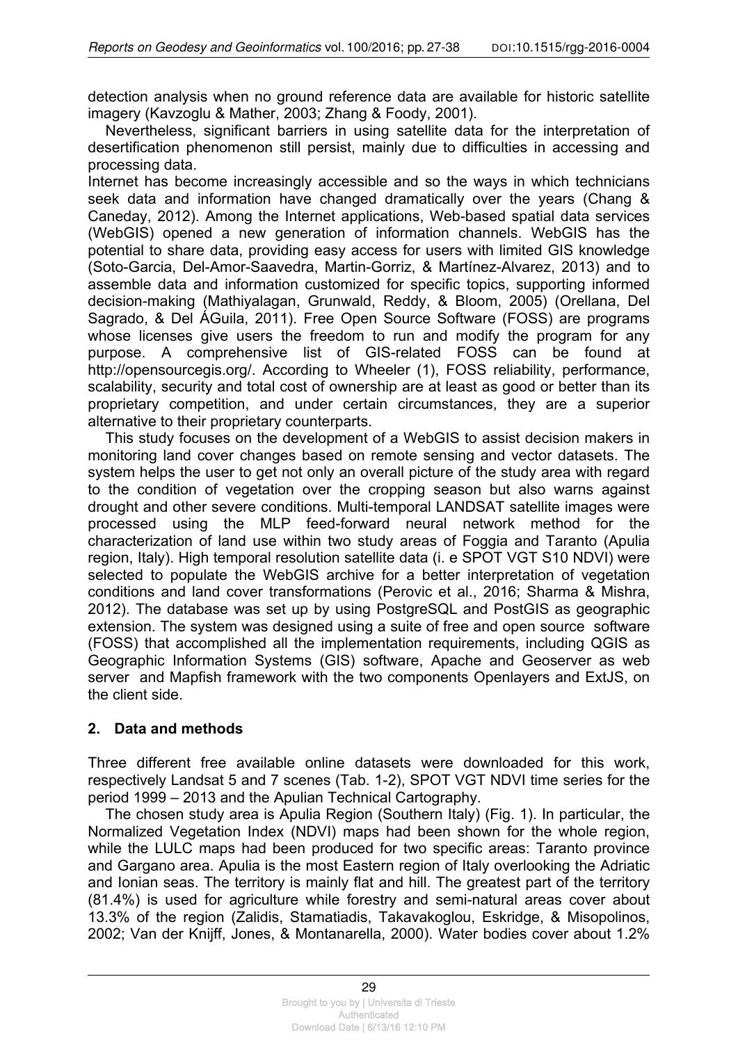detection analysis when no ground reference data are available for historic satellite imagery (Kavzoglu & Mather, 2003; Zhang & Foody, 2001).

Nevertheless, significant barriers in using satellite data for the interpretation of desertification phenomenon still persist, mainly due to difficulties in accessing and processing data.

Internet has become increasingly accessible and so the ways in which technicians seek data and information have changed dramatically over the years (Chang & Caneday, 2012). Among the Internet applications, Web-based spatial data services (WebGIS) opened a new generation of information channels. WebGIS has the potential to share data, providing easy access for users with limited GIS knowledge (Soto-Garcia, Del-Amor-Saavedra, Martin-Gorriz, & Martínez-Alvarez, 2013) and to assemble data and information customized for specific topics, supporting informed decision-making (Mathiyalagan, Grunwald, Reddy, & Bloom, 2005) (Orellana, Del Sagrado, & Del ÁGuila, 2011). Free Open Source Software (FOSS) are programs whose licenses give users the freedom to run and modify the program for any purpose. A comprehensive list of GIS-related FOSS can be found at http://opensourcegis.org/. According to Wheeler (1), FOSS reliability, performance, scalability, security and total cost of ownership are at least as good or better than its proprietary competition, and under certain circumstances, they are a superior alternative to their proprietary counterparts.

This study focuses on the development of a WebGIS to assist decision makers in monitoring land cover changes based on remote sensing and vector datasets. The system helps the user to get not only an overall picture of the study area with regard to the condition of vegetation over the cropping season but also warns against drought and other severe conditions. Multi-temporal LANDSAT satellite images were processed using the MLP feed-forward neural network method for the characterization of land use within two study areas of Foggia and Taranto (Apulia region, Italy). High temporal resolution satellite data (i. e SPOT VGT S10 NDVI) were selected to populate the WebGIS archive for a better interpretation of vegetation conditions and land cover transformations (Perovic et al., 2016; Sharma & Mishra, 2012). The database was set up by using PostgreSQL and PostGIS as geographic extension. The system was designed using a suite of free and open source software (FOSS) that accomplished all the implementation requirements, including QGIS as Geographic Information Systems (GIS) software, Apache and Geoserver as web server and Mapfish framework with the two components Openlayers and ExtJS, on the client side.

## 2. Data and methods

Three different free available online datasets were downloaded for this work, respectively Landsat 5 and 7 scenes (Tab. 1-2), SPOT VGT NDVI time series for the period 1999 – 2013 and the Apulian Technical Cartography.

The chosen study area is Apulia Region (Southern Italy) (Fig. 1). In particular, the Normalized Vegetation Index (NDVI) maps had been shown for the whole region, while the LULC maps had been produced for two specific areas: Taranto province and Gargano area. Apulia is the most Eastern region of Italy overlooking the Adriatic and Ionian seas. The territory is mainly flat and hill. The greatest part of the territory (81.4%) is used for agriculture while forestry and semi-natural areas cover about 13.3% of the region (Zalidis, Stamatiadis, Takavakoglou, Eskridge, & Misopolinos, 2002; Van der Knijff, Jones, & Montanarella, 2000). Water bodies cover about 1.2%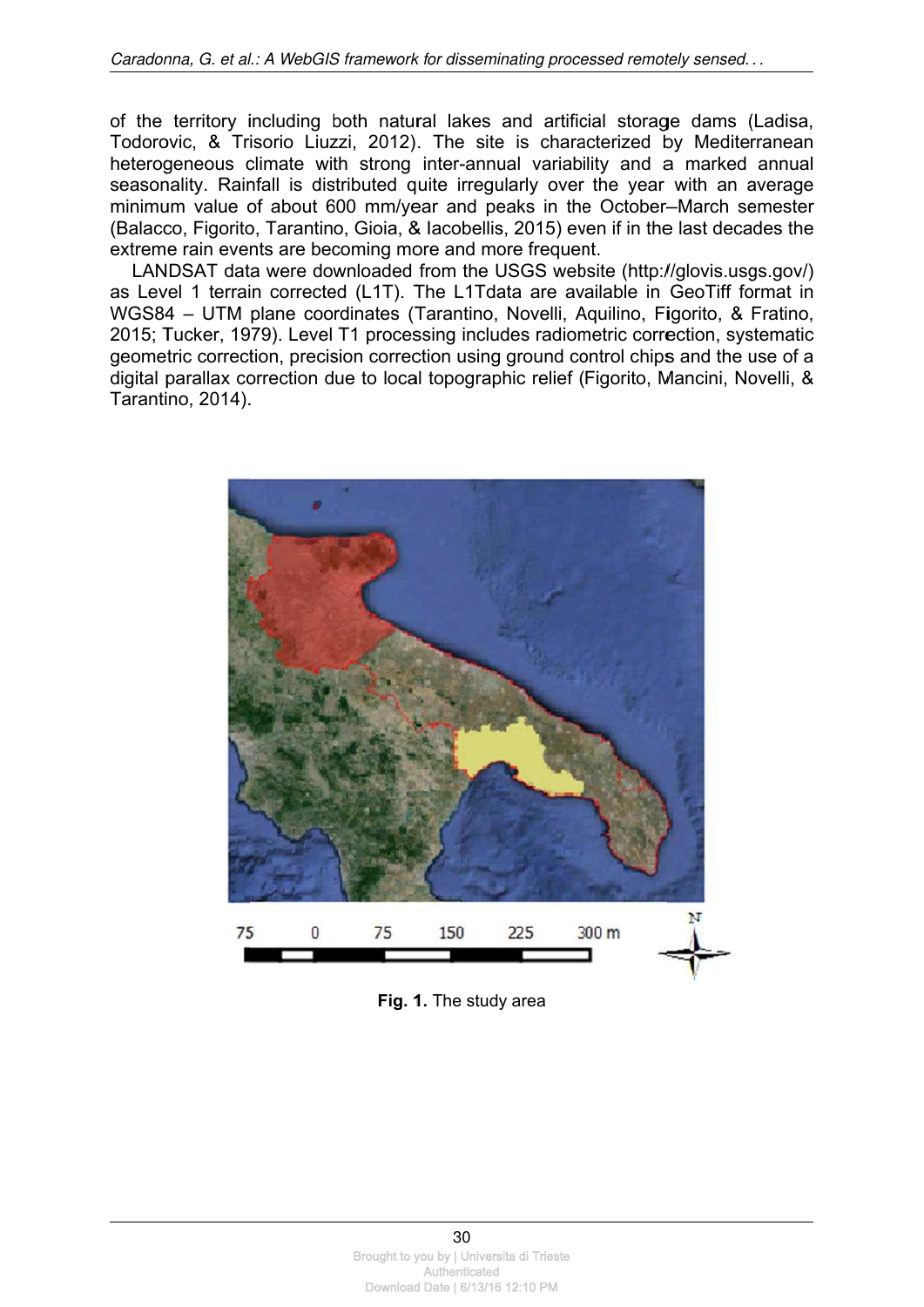of the territory including both natural lakes and artificial storage dams (Ladisa, Todorovic, & Trisorio Liuzzi, 2012). The site is characterized by Mediterranean heterogeneous climate with strong inter-annual variability and a marked annual seasonality. Rainfall is distributed quite irregularly over the year with an average minimum value of about 600 mm/year and peaks in the October–March semester (Balacco, Figorito, Tarantino, Gioia, & Iacobellis, 2015) even if in the last decades the extreme rain events are becoming more and more frequent.

LANDSAT data were downloaded from the USGS website (http://glovis.usgs.gov/) as Level 1 terrain corrected (L1T). The L1Tdata are available in GeoTiff format in WGS84 – UTM plane coordinates (Tarantino, Novelli, Aquilino, Figorito, & Fratino, 2015; Tucker, 1979). Level T1 processing includes radiometric correction, systematic geometric correction, precision correction using ground control chips and the use of a digital parallax correction due to local topographic relief (Figorito, Mancini, Novelli, & Tarantino, 2014).

**Fig. 1.** The study area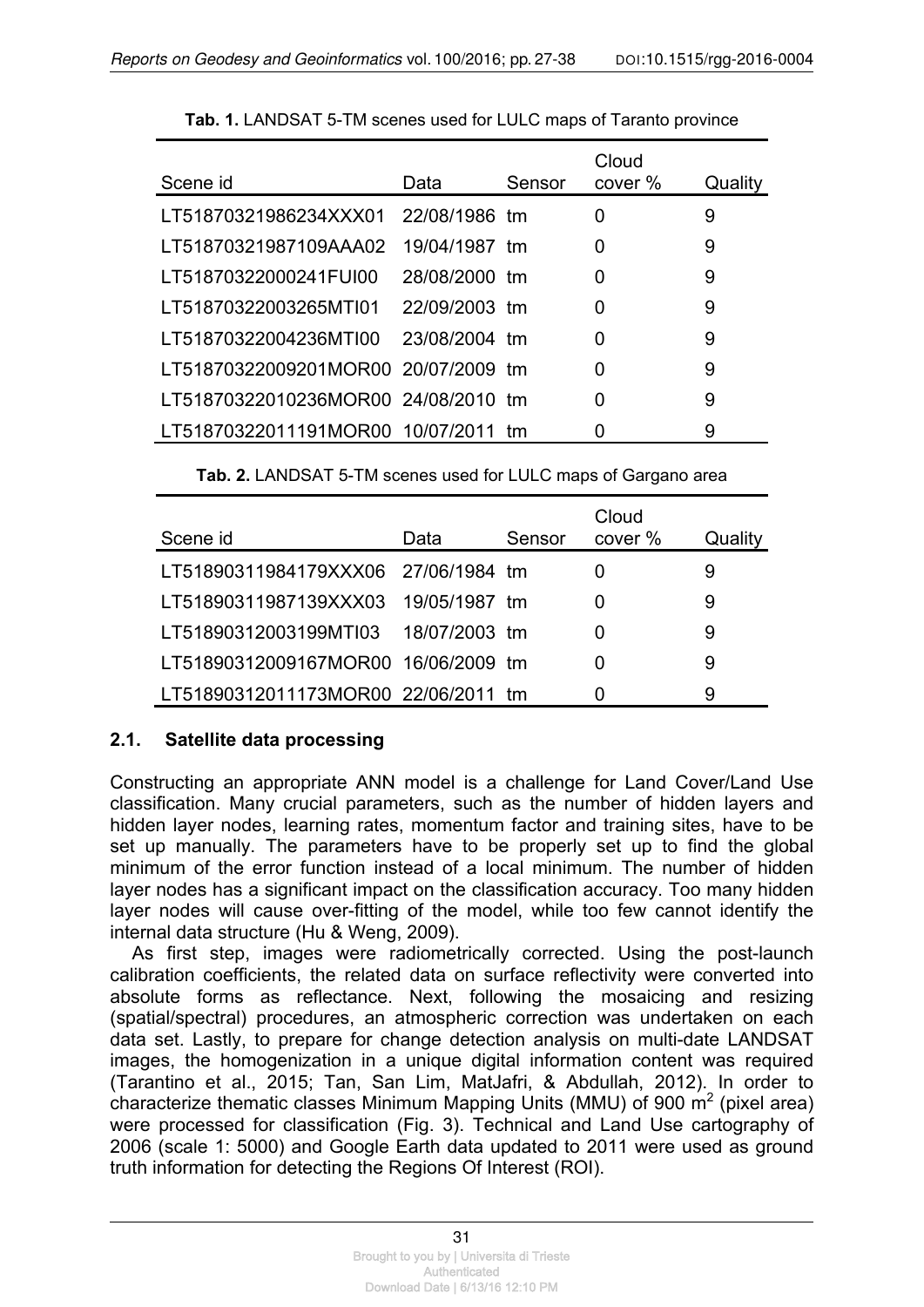**Tab. 1.** LANDSAT 5-TM scenes used for LULC maps of Taranto province

| Scene id | Data | Sensor | Cloud cover % | Quality |
|---|---|---|---|---|
| LT51870321986234XXX01 | 22/08/1986 | tm | 0 | 9 |
| LT51870321987109AAA02 | 19/04/1987 | tm | 0 | 9 |
| LT51870322000241FUI00 | 28/08/2000 | tm | 0 | 9 |
| LT51870322003265MTI01 | 22/09/2003 | tm | 0 | 9 |
| LT51870322004236MTI00 | 23/08/2004 | tm | 0 | 9 |
| LT51870322009201MOR00 | 20/07/2009 | tm | 0 | 9 |
| LT51870322010236MOR00 | 24/08/2010 | tm | 0 | 9 |
| LT51870322011191MOR00 | 10/07/2011 | tm | 0 | 9 |

**Tab. 2.** LANDSAT 5-TM scenes used for LULC maps of Gargano area

| Scene id | Data | Sensor | Cloud cover % | Quality |
|---|---|---|---|---|
| LT51890311984179XXX06 | 27/06/1984 | tm | 0 | 9 |
| LT51890311987139XXX03 | 19/05/1987 | tm | 0 | 9 |
| LT51890312003199MTI03 | 18/07/2003 | tm | 0 | 9 |
| LT51890312009167MOR00 | 16/06/2009 | tm | 0 | 9 |
| LT51890312011173MOR00 | 22/06/2011 | tm | 0 | 9 |

### 2.1. Satellite data processing

Constructing an appropriate ANN model is a challenge for Land Cover/Land Use classification. Many crucial parameters, such as the number of hidden layers and hidden layer nodes, learning rates, momentum factor and training sites, have to be set up manually. The parameters have to be properly set up to find the global minimum of the error function instead of a local minimum. The number of hidden layer nodes has a significant impact on the classification accuracy. Too many hidden layer nodes will cause over-fitting of the model, while too few cannot identify the internal data structure (Hu & Weng, 2009).

As first step, images were radiometrically corrected. Using the post-launch calibration coefficients, the related data on surface reflectivity were converted into absolute forms as reflectance. Next, following the mosaicing and resizing (spatial/spectral) procedures, an atmospheric correction was undertaken on each data set. Lastly, to prepare for change detection analysis on multi-date LANDSAT images, the homogenization in a unique digital information content was required (Tarantino et al., 2015; Tan, San Lim, MatJafri, & Abdullah, 2012). In order to characterize thematic classes Minimum Mapping Units (MMU) of 900 $m^2$ (pixel area) were processed for classification (Fig. 3). Technical and Land Use cartography of 2006 (scale 1: 5000) and Google Earth data updated to 2011 were used as ground truth information for detecting the Regions Of Interest (ROI).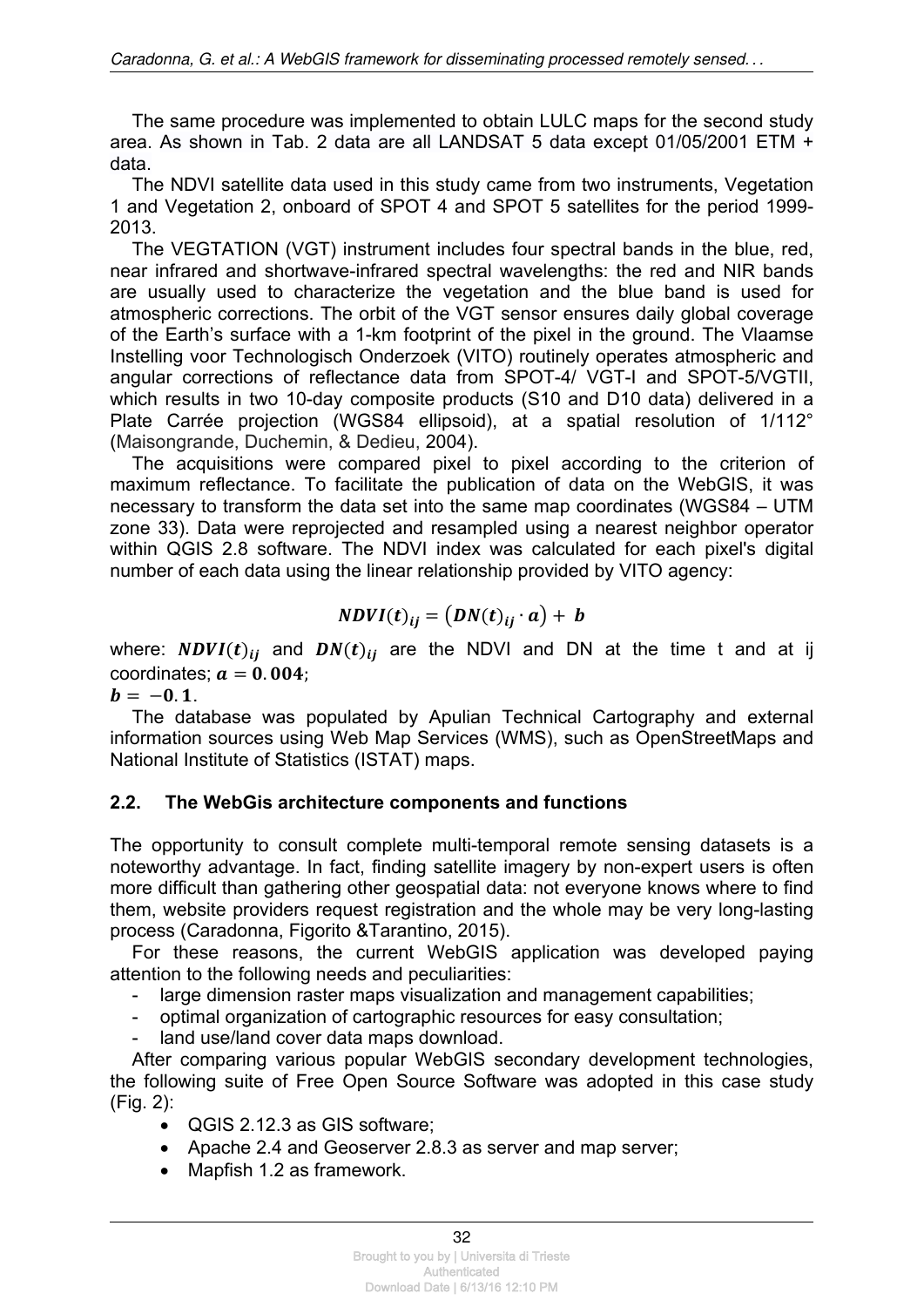The same procedure was implemented to obtain LULC maps for the second study area. As shown in Tab. 2 data are all LANDSAT 5 data except 01/05/2001 ETM + data.

The NDVI satellite data used in this study came from two instruments, Vegetation 1 and Vegetation 2, onboard of SPOT 4 and SPOT 5 satellites for the period 1999-2013.

The VEGTATION (VGT) instrument includes four spectral bands in the blue, red, near infrared and shortwave-infrared spectral wavelengths: the red and NIR bands are usually used to characterize the vegetation and the blue band is used for atmospheric corrections. The orbit of the VGT sensor ensures daily global coverage of the Earth's surface with a 1-km footprint of the pixel in the ground. The Vlaamse Instelling voor Technologisch Onderzoek (VITO) routinely operates atmospheric and angular corrections of reflectance data from SPOT-4/ VGT-I and SPOT-5/VGTII, which results in two 10-day composite products (S10 and D10 data) delivered in a Plate Carrée projection (WGS84 ellipsoid), at a spatial resolution of 1/112° (Maisongrande, Duchemin, & Dedieu, 2004).

The acquisitions were compared pixel to pixel according to the criterion of maximum reflectance. To facilitate the publication of data on the WebGIS, it was necessary to transform the data set into the same map coordinates (WGS84 – UTM zone 33). Data were reprojected and resampled using a nearest neighbor operator within QGIS 2.8 software. The NDVI index was calculated for each pixel's digital number of each data using the linear relationship provided by VITO agency:

$$\boldsymbol{NDVI(t)_{ij}} = \left(\boldsymbol{DN(t)_{ij}} \cdot \boldsymbol{a}\right) + \boldsymbol{b}$$

where: $\boldsymbol{NDVI(t)_{ij}}$ and $\boldsymbol{DN(t)_{ij}}$ are the NDVI and DN at the time t and at ij coordinates; $\boldsymbol{a = 0.004}$;
$\boldsymbol{b = -0.1}$.

The database was populated by Apulian Technical Cartography and external information sources using Web Map Services (WMS), such as OpenStreetMaps and National Institute of Statistics (ISTAT) maps.

## 2.2. The WebGis architecture components and functions

The opportunity to consult complete multi-temporal remote sensing datasets is a noteworthy advantage. In fact, finding satellite imagery by non-expert users is often more difficult than gathering other geospatial data: not everyone knows where to find them, website providers request registration and the whole may be very long-lasting process (Caradonna, Figorito &Tarantino, 2015).

For these reasons, the current WebGIS application was developed paying attention to the following needs and peculiarities:

- large dimension raster maps visualization and management capabilities;
- optimal organization of cartographic resources for easy consultation;
- land use/land cover data maps download.

After comparing various popular WebGIS secondary development technologies, the following suite of Free Open Source Software was adopted in this case study (Fig. 2):

- QGIS 2.12.3 as GIS software;
- Apache 2.4 and Geoserver 2.8.3 as server and map server;
- Mapfish 1.2 as framework.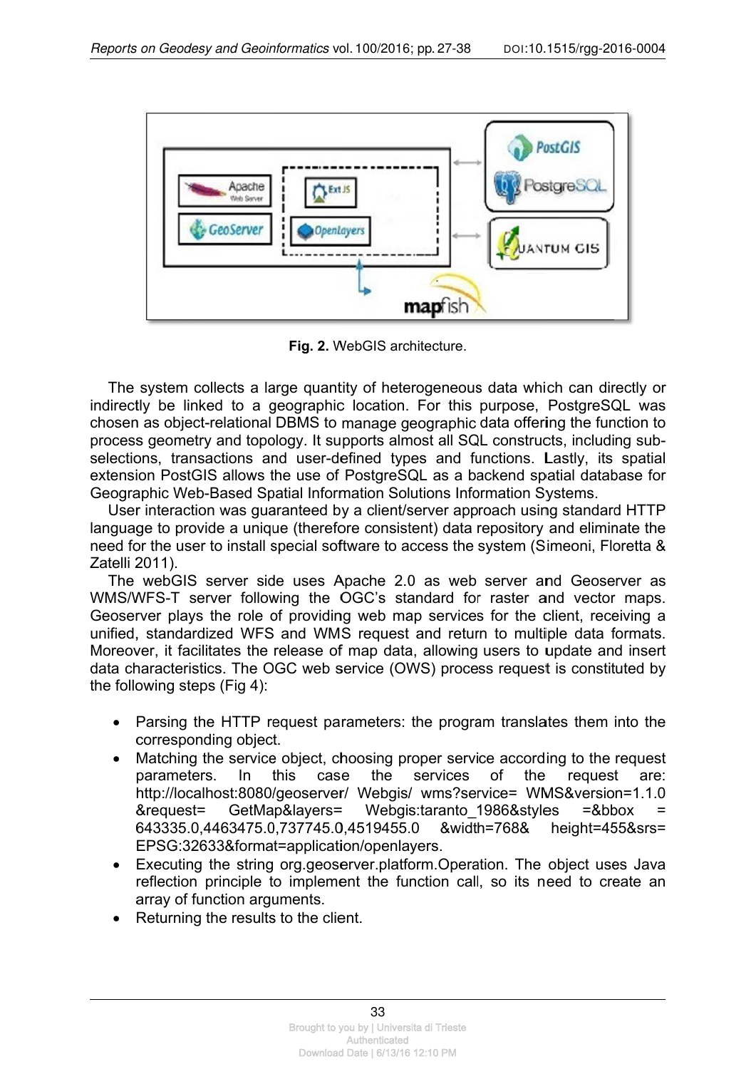**Fig. 2.** WebGIS architecture.

The system collects a large quantity of heterogeneous data which can directly or indirectly be linked to a geographic location. For this purpose, PostgreSQL was chosen as object-relational DBMS to manage geographic data offering the function to process geometry and topology. It supports almost all SQL constructs, including sub-selections, transactions and user-defined types and functions. Lastly, its spatial extension PostGIS allows the use of PostgreSQL as a backend spatial database for Geographic Web-Based Spatial Information Solutions Information Systems.

User interaction was guaranteed by a client/server approach using standard HTTP language to provide a unique (therefore consistent) data repository and eliminate the need for the user to install special software to access the system (Simeoni, Floretta & Zatelli 2011).

The webGIS server side uses Apache 2.0 as web server and Geoserver as WMS/WFS-T server following the OGC's standard for raster and vector maps. Geoserver plays the role of providing web map services for the client, receiving a unified, standardized WFS and WMS request and return to multiple data formats. Moreover, it facilitates the release of map data, allowing users to update and insert data characteristics. The OGC web service (OWS) process request is constituted by the following steps (Fig 4):

- Parsing the HTTP request parameters: the program translates them into the corresponding object.
- Matching the service object, choosing proper service according to the request parameters. In this case the services of the request are: http://localhost:8080/geoserver/ Webgis/ wms?service= WMS&version=1.1.0 &request= GetMap&layers= Webgis:taranto_1986&styles =&bbox = 643335.0,4463475.0,737745.0,4519455.0 &width=768& height=455&srs= EPSG:32633&format=application/openlayers.
- Executing the string org.geoserver.platform.Operation. The object uses Java reflection principle to implement the function call, so its need to create an array of function arguments.
- Returning the results to the client.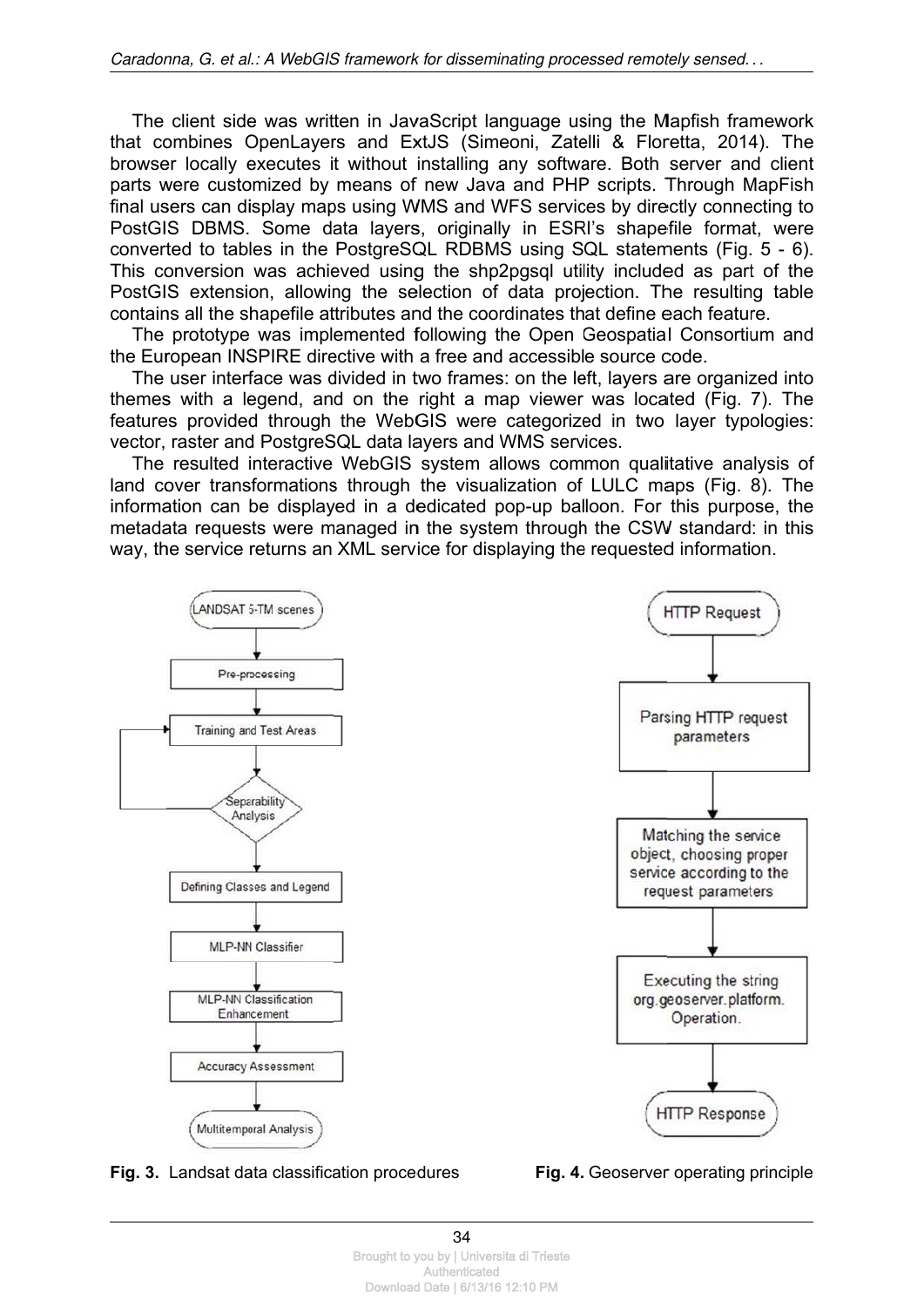The client side was written in JavaScript language using the Mapfish framework that combines OpenLayers and ExtJS (Simeoni, Zatelli & Floretta, 2014). The browser locally executes it without installing any software. Both server and client parts were customized by means of new Java and PHP scripts. Through MapFish final users can display maps using WMS and WFS services by directly connecting to PostGIS DBMS. Some data layers, originally in ESRI's shapefile format, were converted to tables in the PostgreSQL RDBMS using SQL statements (Fig. 5 - 6). This conversion was achieved using the shp2pgsql utility included as part of the PostGIS extension, allowing the selection of data projection. The resulting table contains all the shapefile attributes and the coordinates that define each feature.

The prototype was implemented following the Open Geospatial Consortium and the European INSPIRE directive with a free and accessible source code.

The user interface was divided in two frames: on the left, layers are organized into themes with a legend, and on the right a map viewer was located (Fig. 7). The features provided through the WebGIS were categorized in two layer typologies: vector, raster and PostgreSQL data layers and WMS services.

The resulted interactive WebGIS system allows common qualitative analysis of land cover transformations through the visualization of LULC maps (Fig. 8). The information can be displayed in a dedicated pop-up balloon. For this purpose, the metadata requests were managed in the system through the CSW standard: in this way, the service returns an XML service for displaying the requested information.

LANDSAT 5-TM scenes → Pre-processing → Training and Test Areas → Separability Analysis (loop back to Training and Test Areas) → Defining Classes and Legend → MLP-NN Classifier → MLP-NN Classification Enhancement → Accuracy Assessment → Multitemporal Analysis

**Fig. 3.** Landsat data classification procedures

HTTP Request → Parsing HTTP request parameters → Matching the service object, choosing proper service according to the request parameters → Executing the string org.geoserver.platform.Operation. → HTTP Response

**Fig. 4.** Geoserver operating principle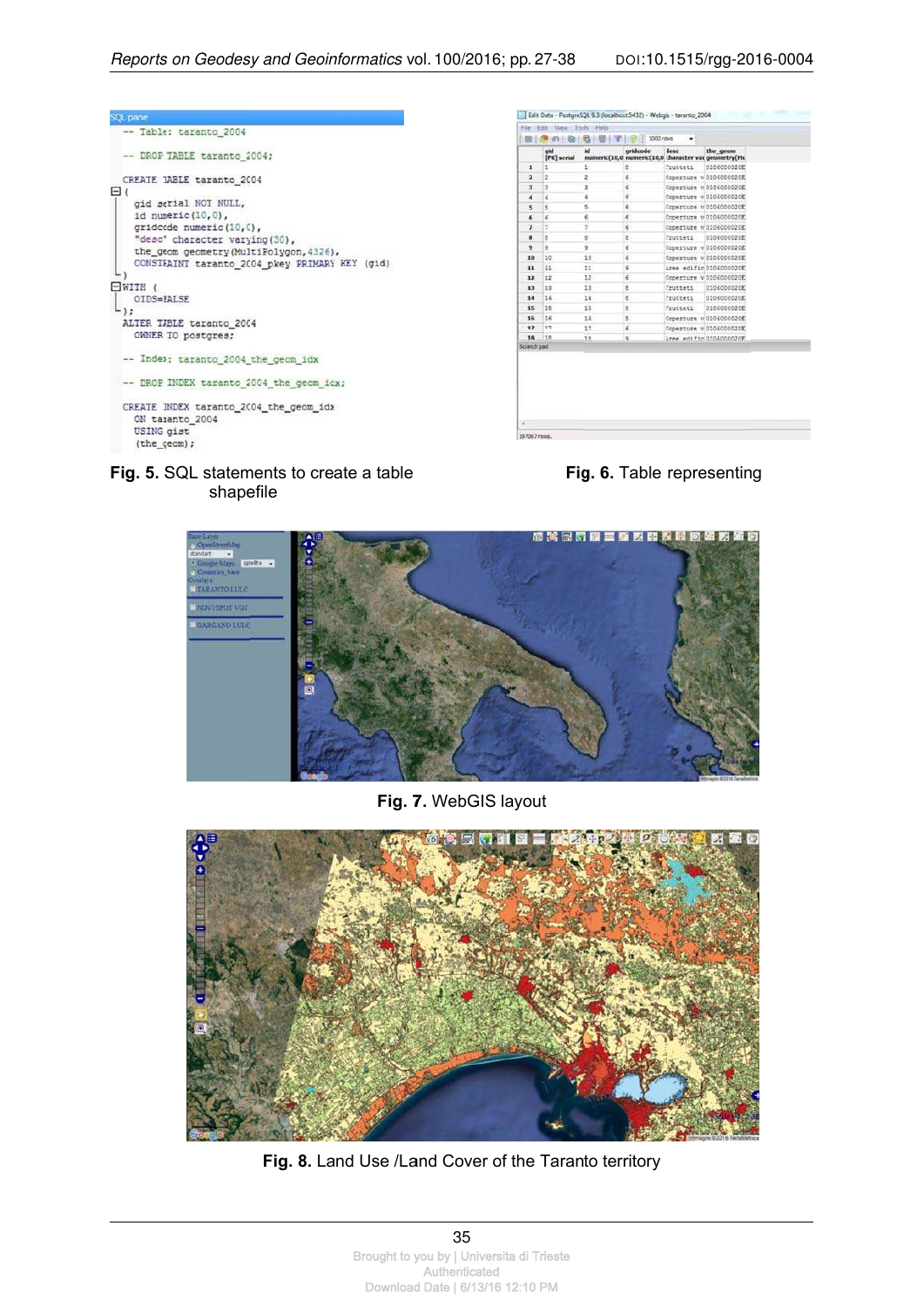```
-- Table: taranto_2004

-- DROP TABLE taranto_2004;

CREATE TABLE taranto_2004
(
  gid serial NOT NULL,
  id numeric(10,0),
  gridcode numeric(10,0),
  "desc" character varying(30),
  the_geom geometry(MultiPolygon,4326),
  CONSTRAINT taranto_2004_pkey PRIMARY KEY (gid)
)
WITH (
  OIDS=FALSE
);
ALTER TABLE taranto_2004
  OWNER TO postgres;

-- Index: taranto_2004_the_geom_idx

-- DROP INDEX taranto_2004_the_geom_idx;

CREATE INDEX taranto_2004_the_geom_idx
  ON taranto_2004
  USING gist
  (the_geom);
```

**Fig. 5.** SQL statements to create a table shapefile

**Fig. 6.** Table representing

**Fig. 7.** WebGIS layout

**Fig. 8.** Land Use /Land Cover of the Taranto territory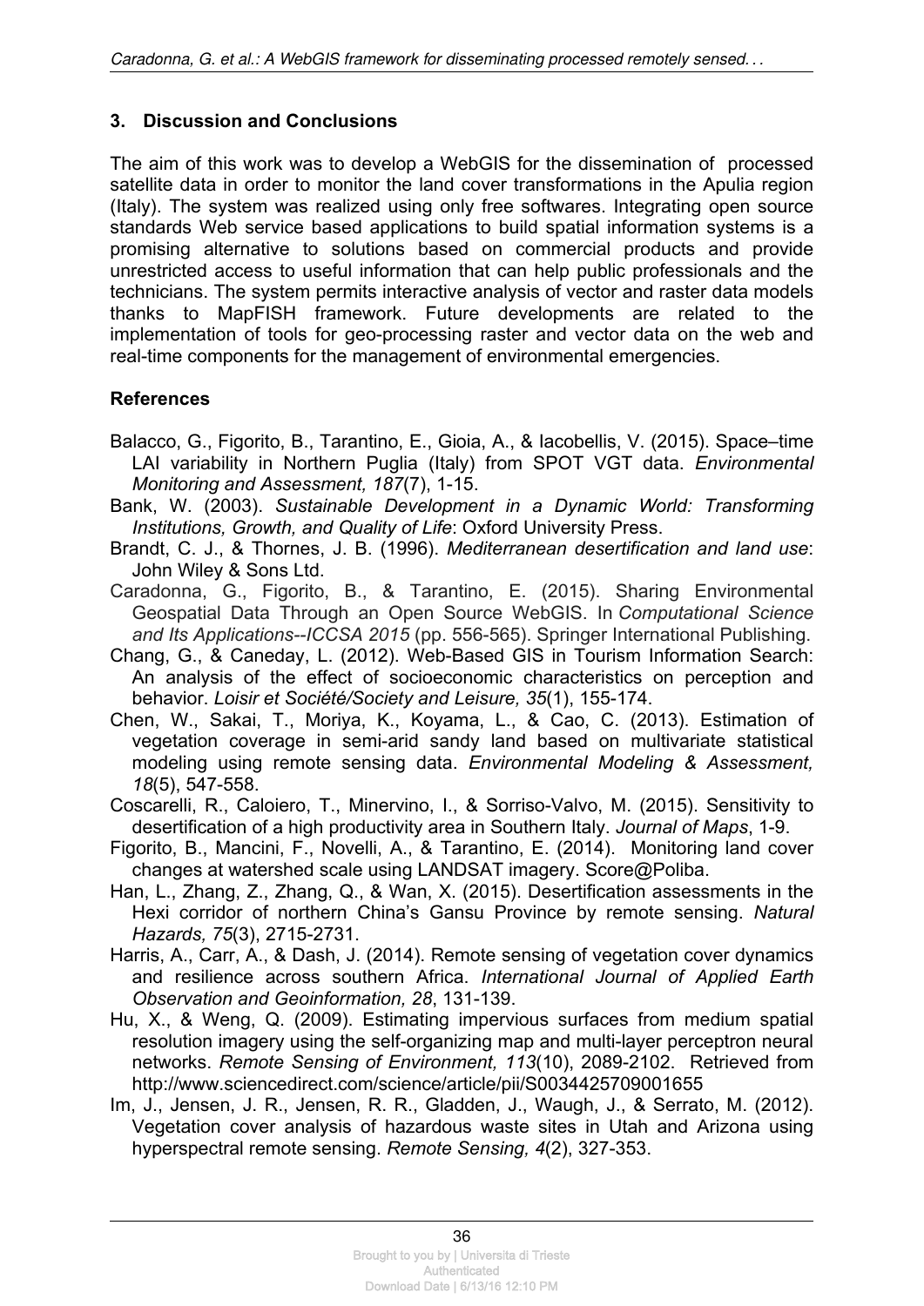## 3. Discussion and Conclusions

The aim of this work was to develop a WebGIS for the dissemination of processed satellite data in order to monitor the land cover transformations in the Apulia region (Italy). The system was realized using only free softwares. Integrating open source standards Web service based applications to build spatial information systems is a promising alternative to solutions based on commercial products and provide unrestricted access to useful information that can help public professionals and the technicians. The system permits interactive analysis of vector and raster data models thanks to MapFISH framework. Future developments are related to the implementation of tools for geo-processing raster and vector data on the web and real-time components for the management of environmental emergencies.

## References

Balacco, G., Figorito, B., Tarantino, E., Gioia, A., & Iacobellis, V. (2015). Space–time LAI variability in Northern Puglia (Italy) from SPOT VGT data. *Environmental Monitoring and Assessment, 187*(7), 1-15.

Bank, W. (2003). *Sustainable Development in a Dynamic World: Transforming Institutions, Growth, and Quality of Life*: Oxford University Press.

Brandt, C. J., & Thornes, J. B. (1996). *Mediterranean desertification and land use*: John Wiley & Sons Ltd.

Caradonna, G., Figorito, B., & Tarantino, E. (2015). Sharing Environmental Geospatial Data Through an Open Source WebGIS. In *Computational Science and Its Applications--ICCSA 2015* (pp. 556-565). Springer International Publishing.

Chang, G., & Caneday, L. (2012). Web-Based GIS in Tourism Information Search: An analysis of the effect of socioeconomic characteristics on perception and behavior. *Loisir et Société/Society and Leisure, 35*(1), 155-174.

Chen, W., Sakai, T., Moriya, K., Koyama, L., & Cao, C. (2013). Estimation of vegetation coverage in semi-arid sandy land based on multivariate statistical modeling using remote sensing data. *Environmental Modeling & Assessment, 18*(5), 547-558.

Coscarelli, R., Caloiero, T., Minervino, I., & Sorriso-Valvo, M. (2015). Sensitivity to desertification of a high productivity area in Southern Italy. *Journal of Maps*, 1-9.

Figorito, B., Mancini, F., Novelli, A., & Tarantino, E. (2014). Monitoring land cover changes at watershed scale using LANDSAT imagery. Score@Poliba.

Han, L., Zhang, Z., Zhang, Q., & Wan, X. (2015). Desertification assessments in the Hexi corridor of northern China's Gansu Province by remote sensing. *Natural Hazards, 75*(3), 2715-2731.

Harris, A., Carr, A., & Dash, J. (2014). Remote sensing of vegetation cover dynamics and resilience across southern Africa. *International Journal of Applied Earth Observation and Geoinformation, 28*, 131-139.

Hu, X., & Weng, Q. (2009). Estimating impervious surfaces from medium spatial resolution imagery using the self-organizing map and multi-layer perceptron neural networks. *Remote Sensing of Environment, 113*(10), 2089-2102. Retrieved from http://www.sciencedirect.com/science/article/pii/S0034425709001655

Im, J., Jensen, J. R., Jensen, R. R., Gladden, J., Waugh, J., & Serrato, M. (2012). Vegetation cover analysis of hazardous waste sites in Utah and Arizona using hyperspectral remote sensing. *Remote Sensing, 4*(2), 327-353.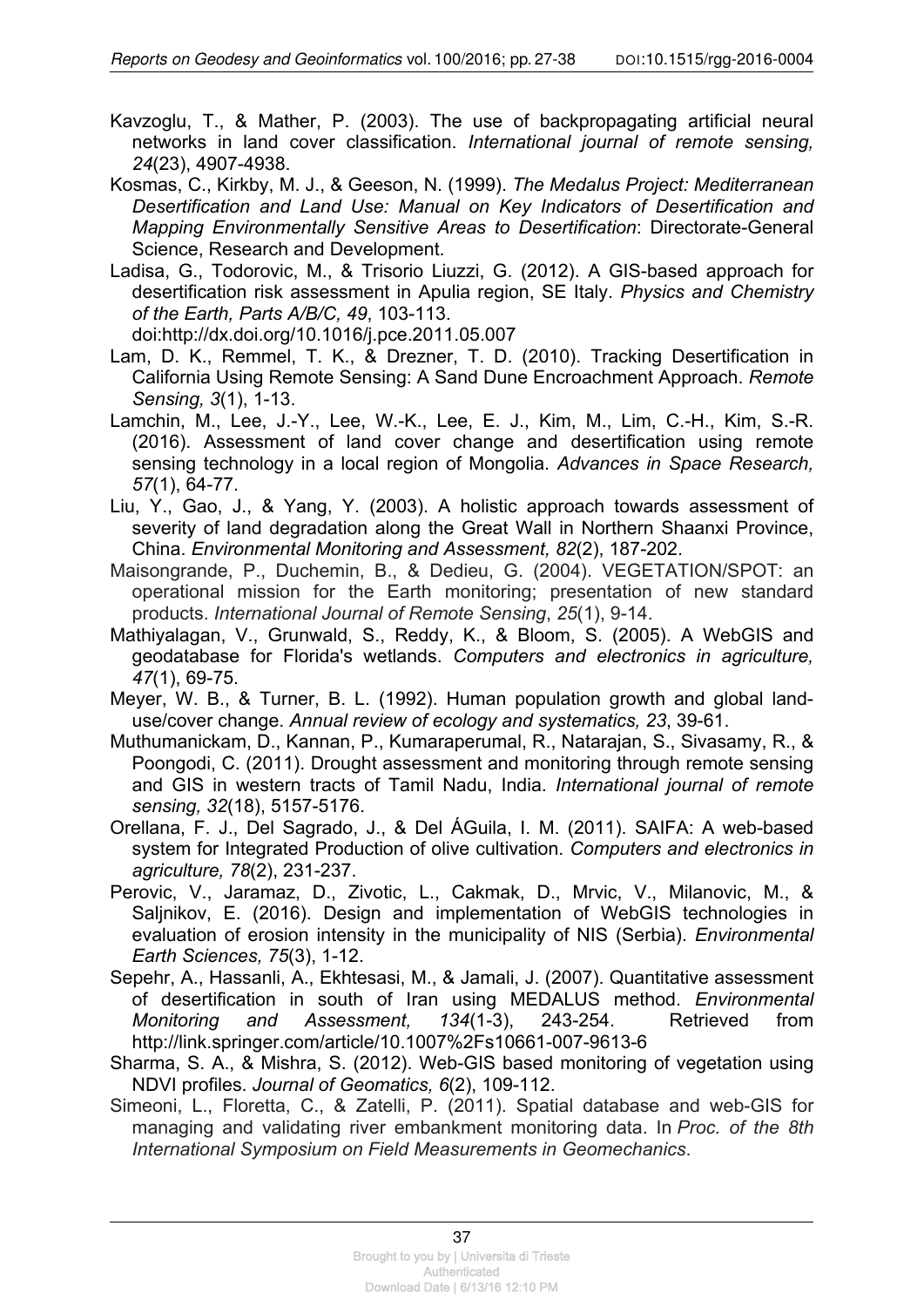Kavzoglu, T., & Mather, P. (2003). The use of backpropagating artificial neural networks in land cover classification. *International journal of remote sensing, 24*(23), 4907-4938.

Kosmas, C., Kirkby, M. J., & Geeson, N. (1999). *The Medalus Project: Mediterranean Desertification and Land Use: Manual on Key Indicators of Desertification and Mapping Environmentally Sensitive Areas to Desertification*: Directorate-General Science, Research and Development.

Ladisa, G., Todorovic, M., & Trisorio Liuzzi, G. (2012). A GIS-based approach for desertification risk assessment in Apulia region, SE Italy. *Physics and Chemistry of the Earth, Parts A/B/C, 49*, 103-113. doi:http://dx.doi.org/10.1016/j.pce.2011.05.007

Lam, D. K., Remmel, T. K., & Drezner, T. D. (2010). Tracking Desertification in California Using Remote Sensing: A Sand Dune Encroachment Approach. *Remote Sensing, 3*(1), 1-13.

Lamchin, M., Lee, J.-Y., Lee, W.-K., Lee, E. J., Kim, M., Lim, C.-H., Kim, S.-R. (2016). Assessment of land cover change and desertification using remote sensing technology in a local region of Mongolia. *Advances in Space Research, 57*(1), 64-77.

Liu, Y., Gao, J., & Yang, Y. (2003). A holistic approach towards assessment of severity of land degradation along the Great Wall in Northern Shaanxi Province, China. *Environmental Monitoring and Assessment, 82*(2), 187-202.

Maisongrande, P., Duchemin, B., & Dedieu, G. (2004). VEGETATION/SPOT: an operational mission for the Earth monitoring; presentation of new standard products. *International Journal of Remote Sensing*, *25*(1), 9-14.

Mathiyalagan, V., Grunwald, S., Reddy, K., & Bloom, S. (2005). A WebGIS and geodatabase for Florida's wetlands. *Computers and electronics in agriculture, 47*(1), 69-75.

Meyer, W. B., & Turner, B. L. (1992). Human population growth and global land-use/cover change. *Annual review of ecology and systematics, 23*, 39-61.

Muthumanickam, D., Kannan, P., Kumaraperumal, R., Natarajan, S., Sivasamy, R., & Poongodi, C. (2011). Drought assessment and monitoring through remote sensing and GIS in western tracts of Tamil Nadu, India. *International journal of remote sensing, 32*(18), 5157-5176.

Orellana, F. J., Del Sagrado, J., & Del ÁGuila, I. M. (2011). SAIFA: A web-based system for Integrated Production of olive cultivation. *Computers and electronics in agriculture, 78*(2), 231-237.

Perovic, V., Jaramaz, D., Zivotic, L., Cakmak, D., Mrvic, V., Milanovic, M., & Saljnikov, E. (2016). Design and implementation of WebGIS technologies in evaluation of erosion intensity in the municipality of NIS (Serbia). *Environmental Earth Sciences, 75*(3), 1-12.

Sepehr, A., Hassanli, A., Ekhtesasi, M., & Jamali, J. (2007). Quantitative assessment of desertification in south of Iran using MEDALUS method. *Environmental Monitoring and Assessment, 134*(1-3), 243-254. Retrieved from http://link.springer.com/article/10.1007%2Fs10661-007-9613-6

Sharma, S. A., & Mishra, S. (2012). Web-GIS based monitoring of vegetation using NDVI profiles. *Journal of Geomatics, 6*(2), 109-112.

Simeoni, L., Floretta, C., & Zatelli, P. (2011). Spatial database and web-GIS for managing and validating river embankment monitoring data. In *Proc. of the 8th International Symposium on Field Measurements in Geomechanics*.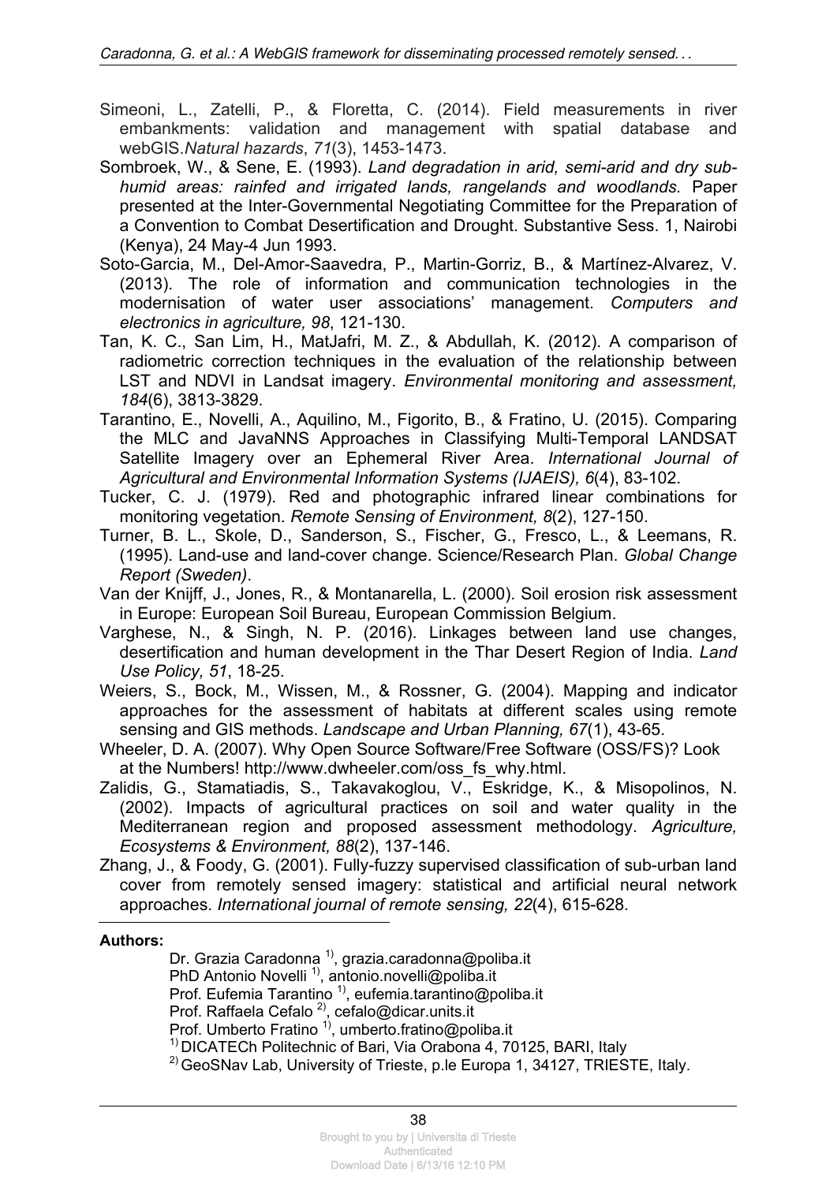Simeoni, L., Zatelli, P., & Floretta, C. (2014). Field measurements in river embankments: validation and management with spatial database and webGIS.*Natural hazards*, *71*(3), 1453-1473.

Sombroek, W., & Sene, E. (1993). *Land degradation in arid, semi-arid and dry sub-humid areas: rainfed and irrigated lands, rangelands and woodlands.* Paper presented at the Inter-Governmental Negotiating Committee for the Preparation of a Convention to Combat Desertification and Drought. Substantive Sess. 1, Nairobi (Kenya), 24 May-4 Jun 1993.

Soto-Garcia, M., Del-Amor-Saavedra, P., Martin-Gorriz, B., & Martínez-Alvarez, V. (2013). The role of information and communication technologies in the modernisation of water user associations' management. *Computers and electronics in agriculture, 98*, 121-130.

Tan, K. C., San Lim, H., MatJafri, M. Z., & Abdullah, K. (2012). A comparison of radiometric correction techniques in the evaluation of the relationship between LST and NDVI in Landsat imagery. *Environmental monitoring and assessment, 184*(6), 3813-3829.

Tarantino, E., Novelli, A., Aquilino, M., Figorito, B., & Fratino, U. (2015). Comparing the MLC and JavaNNS Approaches in Classifying Multi-Temporal LANDSAT Satellite Imagery over an Ephemeral River Area. *International Journal of Agricultural and Environmental Information Systems (IJAEIS), 6*(4), 83-102.

Tucker, C. J. (1979). Red and photographic infrared linear combinations for monitoring vegetation. *Remote Sensing of Environment, 8*(2), 127-150.

Turner, B. L., Skole, D., Sanderson, S., Fischer, G., Fresco, L., & Leemans, R. (1995). Land-use and land-cover change. Science/Research Plan. *Global Change Report (Sweden)*.

Van der Knijff, J., Jones, R., & Montanarella, L. (2000). Soil erosion risk assessment in Europe: European Soil Bureau, European Commission Belgium.

Varghese, N., & Singh, N. P. (2016). Linkages between land use changes, desertification and human development in the Thar Desert Region of India. *Land Use Policy, 51*, 18-25.

Weiers, S., Bock, M., Wissen, M., & Rossner, G. (2004). Mapping and indicator approaches for the assessment of habitats at different scales using remote sensing and GIS methods. *Landscape and Urban Planning, 67*(1), 43-65.

Wheeler, D. A. (2007). Why Open Source Software/Free Software (OSS/FS)? Look at the Numbers! http://www.dwheeler.com/oss_fs_why.html.

Zalidis, G., Stamatiadis, S., Takavakoglou, V., Eskridge, K., & Misopolinos, N. (2002). Impacts of agricultural practices on soil and water quality in the Mediterranean region and proposed assessment methodology. *Agriculture, Ecosystems & Environment, 88*(2), 137-146.

Zhang, J., & Foody, G. (2001). Fully-fuzzy supervised classification of sub-urban land cover from remotely sensed imagery: statistical and artificial neural network approaches. *International journal of remote sensing, 22*(4), 615-628.

**Authors:**

Dr. Grazia Caradonna [1], grazia.caradonna@poliba.it
PhD Antonio Novelli [1], antonio.novelli@poliba.it
Prof. Eufemia Tarantino [1], eufemia.tarantino@poliba.it
Prof. Raffaela Cefalo [2], cefalo@dicar.units.it
Prof. Umberto Fratino [1], umberto.fratino@poliba.it
[1] DICATECh Politechnic of Bari, Via Orabona 4, 70125, BARI, Italy
[2] GeoSNav Lab, University of Trieste, p.le Europa 1, 34127, TRIESTE, Italy.